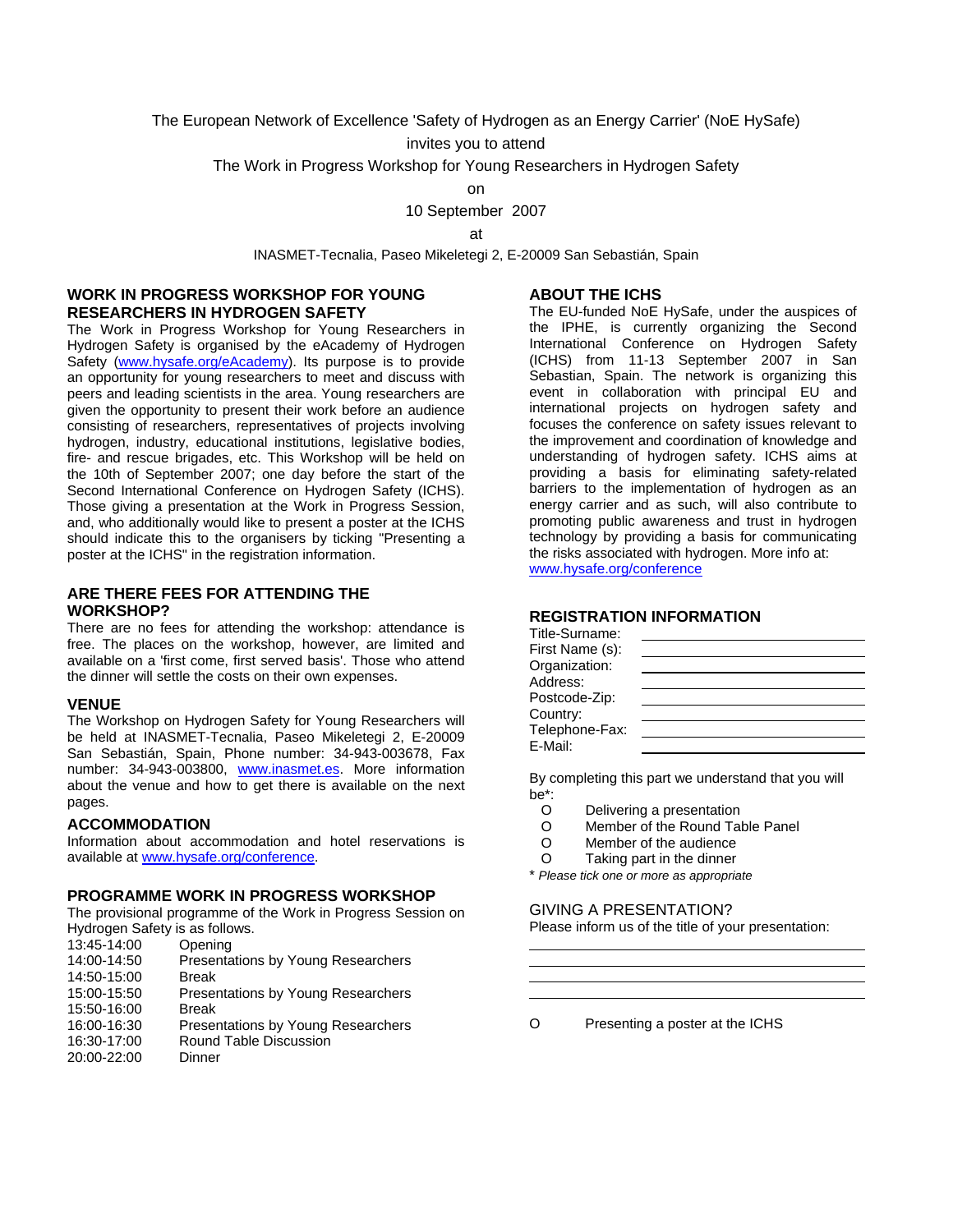The European Network of Excellence 'Safety of Hydrogen as an Energy Carrier' (NoE HySafe)

invites you to attend

The Work in Progress Workshop for Young Researchers in Hydrogen Safety

on

10 September 2007

at

INASMET-Tecnalia, Paseo Mikeletegi 2, E-20009 San Sebastián, Spain

## WORK IN PROGRESS WORKSHOP FOR YOUNG RESEARCHERS IN HYDROGEN SAFETY

The Work in Progress Workshop for Young Researchers in Hydrogen Safety is organised by the eAcademy of Hydrogen Safety (www.hysafe.org/eAcademy). Its purpose is to provide an opportunity for young researchers to meet and discuss with peers and leading scientists in the area. Young researchers are given the opportunity to present their work before an audience consisting of researchers, representatives of projects involving hydrogen, industry, educational institutions, legislative bodies, fire- and rescue brigades, etc. This Workshop will be held on the 10th of September 2007; one day before the start of the Second International Conference on Hydrogen Safety (ICHS). Those giving a presentation at the Work in Progress Session, and, who additionally would like to present a poster at the ICHS should indicate this to the organisers by ticking "Presenting a poster at the ICHS" in the registration information.

## ARE THERE FEES FOR ATTENDING THE WORKSHOP?

There are no fees for attending the workshop: attendance is free. The places on the workshop, however, are limited and available on a 'first come, first served basis'. Those who attend the dinner will settle the costs on their own expenses.

## VENUE

The Workshop on Hydrogen Safety for Young Researchers will be held at INASMET-Tecnalia, Paseo Mikeletegi 2, E-20009 San Sebastián, Spain, Phone number: 34-943-003678, Fax number: 34-943-003800, www.inasmet.es. More information about the venue and how to get there is available on the next pages.

## ACCOMMODATION

Information about accommodation and hotel reservations is available at www.hysafe.org/conference.

## PROGRAMME WORK IN PROGRESS WORKSHOP

The provisional programme of the Work in Progress Session on Hydrogen Safety is as follows.

| | |
|---|---|
| 13:45-14:00 | Opening |
| 14:00-14:50 | Presentations by Young Researchers |
| 14:50-15:00 | Break |
| 15:00-15:50 | Presentations by Young Researchers |
| 15:50-16:00 | Break |
| 16:00-16:30 | Presentations by Young Researchers |
| 16:30-17:00 | Round Table Discussion |
| 20:00-22:00 | Dinner |

## ABOUT THE ICHS

The EU-funded NoE HySafe, under the auspices of the IPHE, is currently organizing the Second International Conference on Hydrogen Safety (ICHS) from 11-13 September 2007 in San Sebastian, Spain. The network is organizing this event in collaboration with principal EU and international projects on hydrogen safety and focuses the conference on safety issues relevant to the improvement and coordination of knowledge and understanding of hydrogen safety. ICHS aims at providing a basis for eliminating safety-related barriers to the implementation of hydrogen as an energy carrier and as such, will also contribute to promoting public awareness and trust in hydrogen technology by providing a basis for communicating the risks associated with hydrogen. More info at: www.hysafe.org/conference

## REGISTRATION INFORMATION

Title-Surname: \_\_\_\_\_\_\_\_\_\_\_\_\_\_\_\_\_\_\_\_

First Name (s): \_\_\_\_\_\_\_\_\_\_\_\_\_\_\_\_\_\_\_\_

Organization: \_\_\_\_\_\_\_\_\_\_\_\_\_\_\_\_\_\_\_\_

Address: \_\_\_\_\_\_\_\_\_\_\_\_\_\_\_\_\_\_\_\_

Postcode-Zip: \_\_\_\_\_\_\_\_\_\_\_\_\_\_\_\_\_\_\_\_

Country: \_\_\_\_\_\_\_\_\_\_\_\_\_\_\_\_\_\_\_\_

Telephone-Fax: \_\_\_\_\_\_\_\_\_\_\_\_\_\_\_\_\_\_\_\_

E-Mail: \_\_\_\_\_\_\_\_\_\_\_\_\_\_\_\_\_\_\_\_

By completing this part we understand that you will be*:

- O Delivering a presentation
- O Member of the Round Table Panel
- O Member of the audience
- O Taking part in the dinner

\* *Please tick one or more as appropriate*

GIVING A PRESENTATION?

Please inform us of the title of your presentation:

\_\_\_\_\_\_\_\_\_\_\_\_\_\_\_\_\_\_\_\_\_\_\_\_\_\_\_\_\_\_\_\_\_\_\_\_\_\_\_\_

\_\_\_\_\_\_\_\_\_\_\_\_\_\_\_\_\_\_\_\_\_\_\_\_\_\_\_\_\_\_\_\_\_\_\_\_\_\_\_\_

\_\_\_\_\_\_\_\_\_\_\_\_\_\_\_\_\_\_\_\_\_\_\_\_\_\_\_\_\_\_\_\_\_\_\_\_\_\_\_\_

\_\_\_\_\_\_\_\_\_\_\_\_\_\_\_\_\_\_\_\_\_\_\_\_\_\_\_\_\_\_\_\_\_\_\_\_\_\_\_\_

O Presenting a poster at the ICHS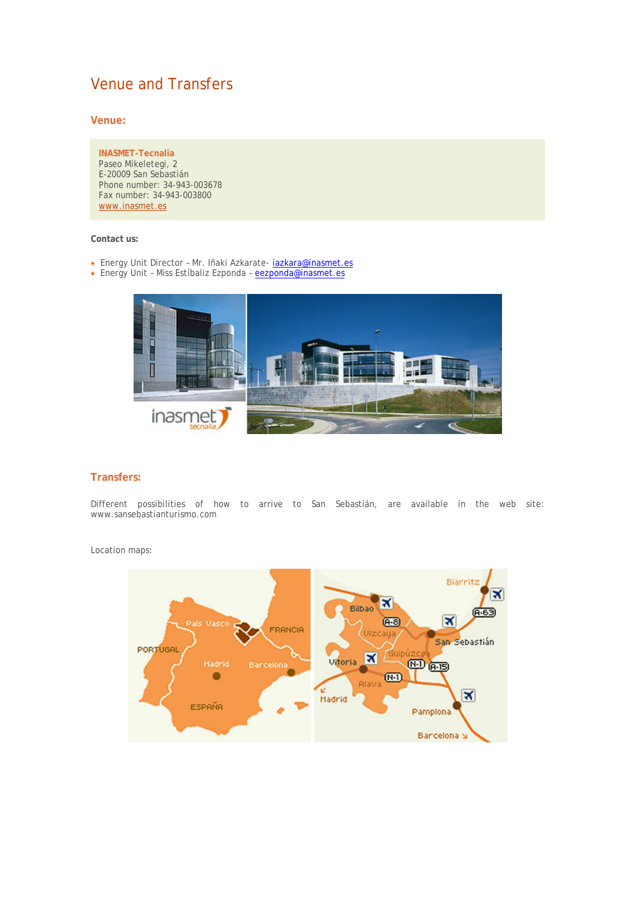# Venue and Transfers

## Venue:

**INASMET-Tecnalia**
Paseo Mikeletegi, 2
E-20009 San Sebastián
Phone number: 34-943-003678
Fax number: 34-943-003800
www.inasmet.es

**Contact us:**

- Energy Unit Director – Mr. Iñaki Azkarate- iazkara@inasmet.es
- Energy Unit – Miss Estíbaliz Ezponda – eezponda@inasmet.es

## Transfers:

Different possibilities of how to arrive to San Sebastián, are available in the web site: www.sansebastianturismo.com

Location maps: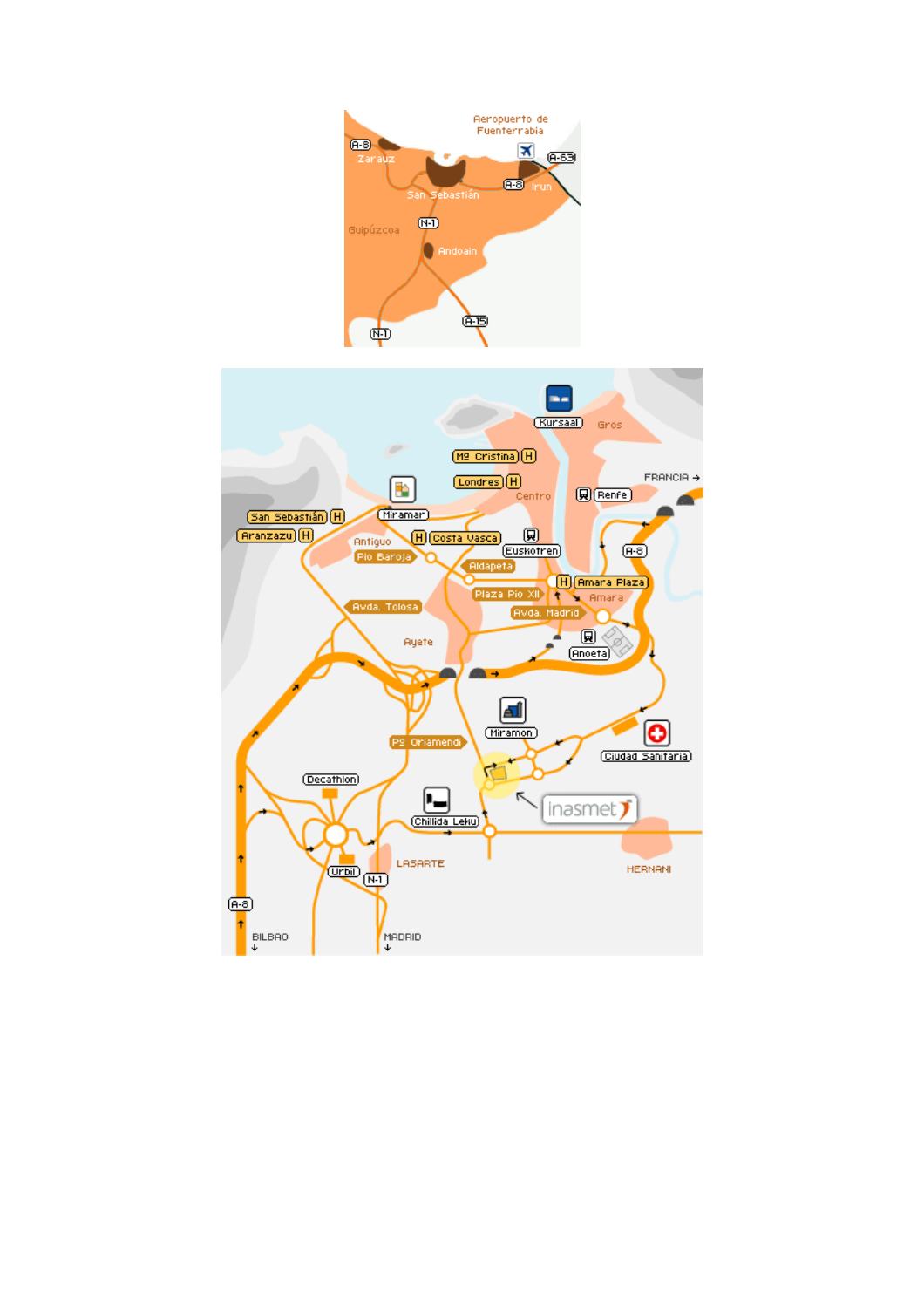Aeropuerto de Fuenterrabia

A-8

Zarauz

A-63

San Sebastián

A-8

Irun

Guipúzcoa

N-1

Andoain

A-15

N-1

Kursaal

Gros

Mª Cristina H

Londres H

FRANCIA →

Centro

Renfe

San Sebastián H

Miramar

Aranzazu H

Antiguo

H Costa Vasca

Euskotren

Pio Baroja

A-8

Aldapeta

H Amara Plaza

Plaza Pio XII

Amara

Avda. Tolosa

Avda. Madrid

Ayete

Anoeta

Miramon

Pº Oriamendi

Ciudad Sanitaria

inasmet

Decathlon

Chillida Leku

LASARTE

HERNANI

Urbil

N-1

A-8

BILBAO ↓

MADRID ↓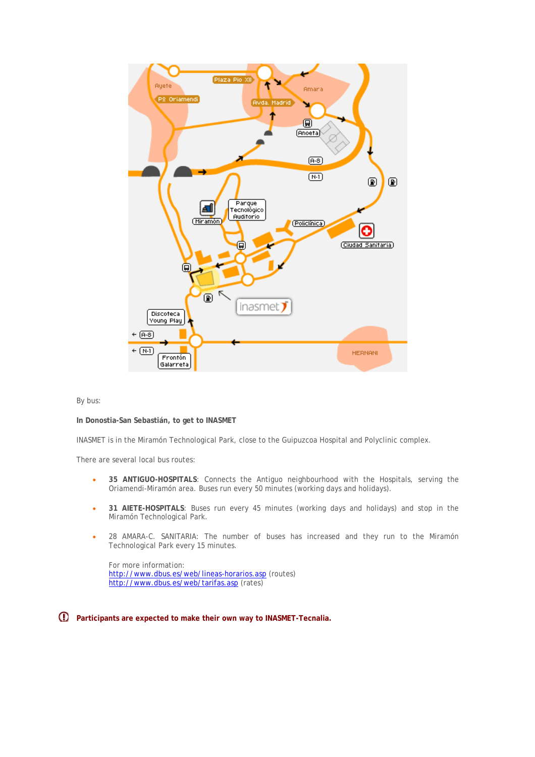Ayete

Plaza Pío XII

Amara

Pº Oriamendi

Avda. Madrid

Anoeta

A-8

N-1

Parque Tecnológico Auditorio

Miramón

Policlínica

Ciudad Sanitaria

inasmet

Discoteca Young Play

A-8

N-1

Frontón Galarreta

HERNANI

By bus:

**In Donostia-San Sebastián, to get to INASMET**

INASMET is in the Miramón Technological Park, close to the Guipuzcoa Hospital and Polyclinic complex.

There are several local bus routes:

- **35 ANTIGUO-HOSPITALS**: Connects the Antiguo neighbourhood with the Hospitals, serving the Oriamendi-Miramón area. Buses run every 50 minutes (working days and holidays).
- **31 AIETE-HOSPITALS**: Buses run every 45 minutes (working days and holidays) and stop in the Miramón Technological Park.
- 28 AMARA-C. SANITARIA: The number of buses has increased and they run to the Miramón Technological Park every 15 minutes.

  For more information:
  [http://www.dbus.es/web/lineas-horarios.asp](http://www.dbus.es/web/lineas-horarios.asp) (routes)
  [http://www.dbus.es/web/tarifas.asp](http://www.dbus.es/web/tarifas.asp) (rates)

**Participants are expected to make their own way to INASMET-Tecnalia.**